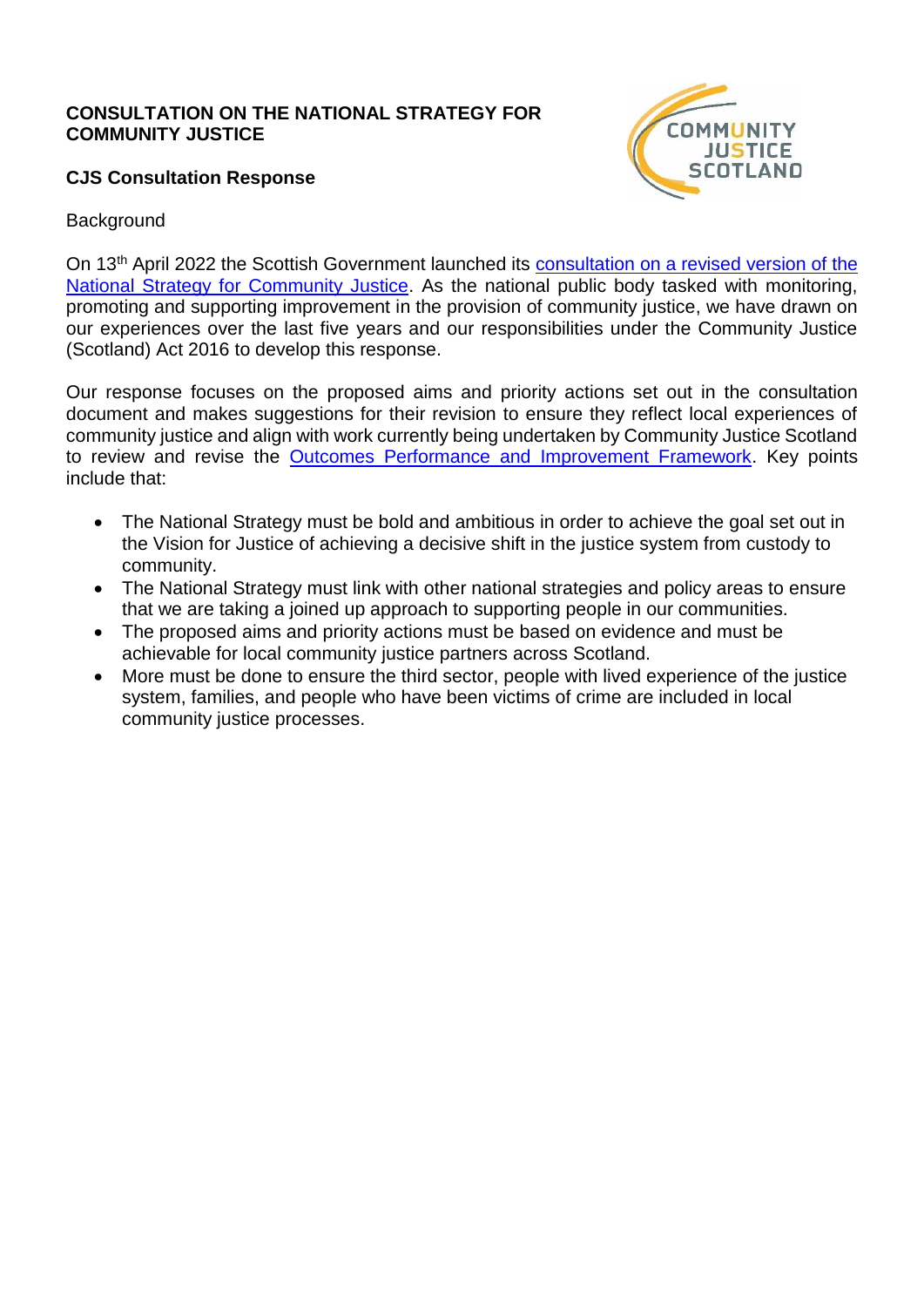**CONSULTATION ON THE NATIONAL STRATEGY FOR COMMUNITY JUSTICE**

**CJS Consultation Response**

Background

On 13th April 2022 the Scottish Government launched its consultation on a revised version of the National Strategy for Community Justice. As the national public body tasked with monitoring, promoting and supporting improvement in the provision of community justice, we have drawn on our experiences over the last five years and our responsibilities under the Community Justice (Scotland) Act 2016 to develop this response.

Our response focuses on the proposed aims and priority actions set out in the consultation document and makes suggestions for their revision to ensure they reflect local experiences of community justice and align with work currently being undertaken by Community Justice Scotland to review and revise the Outcomes Performance and Improvement Framework. Key points include that:

- The National Strategy must be bold and ambitious in order to achieve the goal set out in the Vision for Justice of achieving a decisive shift in the justice system from custody to community.
- The National Strategy must link with other national strategies and policy areas to ensure that we are taking a joined up approach to supporting people in our communities.
- The proposed aims and priority actions must be based on evidence and must be achievable for local community justice partners across Scotland.
- More must be done to ensure the third sector, people with lived experience of the justice system, families, and people who have been victims of crime are included in local community justice processes.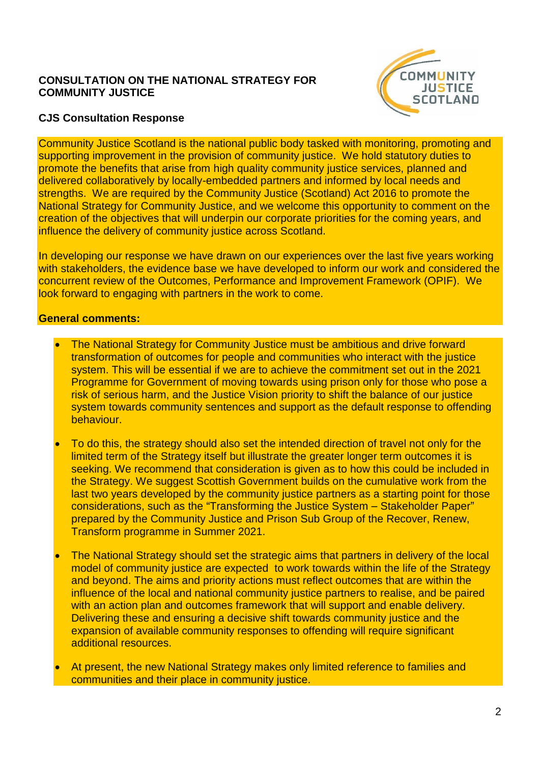**CONSULTATION ON THE NATIONAL STRATEGY FOR COMMUNITY JUSTICE**

**CJS Consultation Response**

Community Justice Scotland is the national public body tasked with monitoring, promoting and supporting improvement in the provision of community justice. We hold statutory duties to promote the benefits that arise from high quality community justice services, planned and delivered collaboratively by locally-embedded partners and informed by local needs and strengths. We are required by the Community Justice (Scotland) Act 2016 to promote the National Strategy for Community Justice, and we welcome this opportunity to comment on the creation of the objectives that will underpin our corporate priorities for the coming years, and influence the delivery of community justice across Scotland.

In developing our response we have drawn on our experiences over the last five years working with stakeholders, the evidence base we have developed to inform our work and considered the concurrent review of the Outcomes, Performance and Improvement Framework (OPIF). We look forward to engaging with partners in the work to come.

**General comments:**

- The National Strategy for Community Justice must be ambitious and drive forward transformation of outcomes for people and communities who interact with the justice system. This will be essential if we are to achieve the commitment set out in the 2021 Programme for Government of moving towards using prison only for those who pose a risk of serious harm, and the Justice Vision priority to shift the balance of our justice system towards community sentences and support as the default response to offending behaviour.
- To do this, the strategy should also set the intended direction of travel not only for the limited term of the Strategy itself but illustrate the greater longer term outcomes it is seeking. We recommend that consideration is given as to how this could be included in the Strategy. We suggest Scottish Government builds on the cumulative work from the last two years developed by the community justice partners as a starting point for those considerations, such as the "Transforming the Justice System – Stakeholder Paper" prepared by the Community Justice and Prison Sub Group of the Recover, Renew, Transform programme in Summer 2021.
- The National Strategy should set the strategic aims that partners in delivery of the local model of community justice are expected to work towards within the life of the Strategy and beyond. The aims and priority actions must reflect outcomes that are within the influence of the local and national community justice partners to realise, and be paired with an action plan and outcomes framework that will support and enable delivery. Delivering these and ensuring a decisive shift towards community justice and the expansion of available community responses to offending will require significant additional resources.
- At present, the new National Strategy makes only limited reference to families and communities and their place in community justice.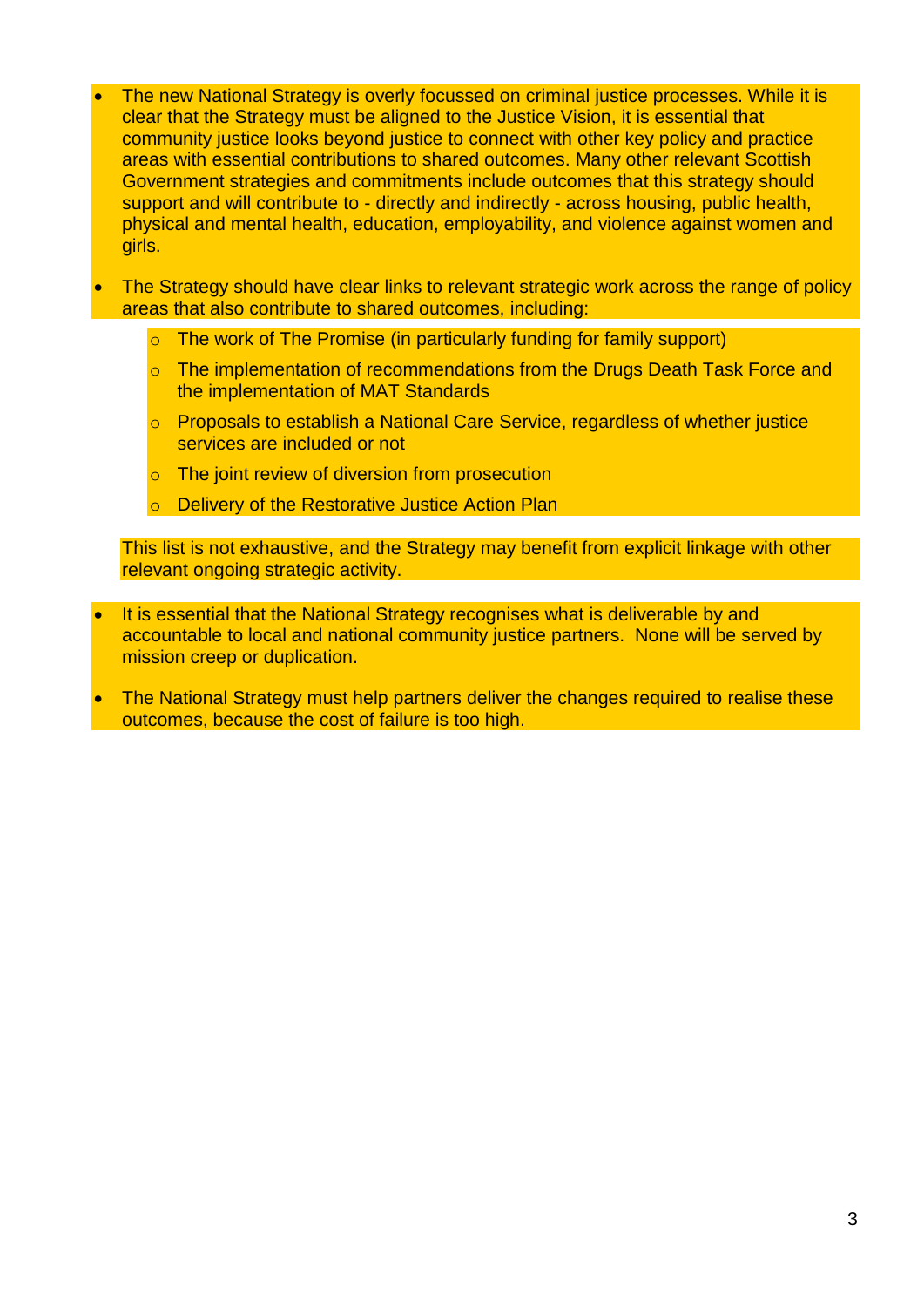- The new National Strategy is overly focussed on criminal justice processes. While it is clear that the Strategy must be aligned to the Justice Vision, it is essential that community justice looks beyond justice to connect with other key policy and practice areas with essential contributions to shared outcomes. Many other relevant Scottish Government strategies and commitments include outcomes that this strategy should support and will contribute to - directly and indirectly - across housing, public health, physical and mental health, education, employability, and violence against women and girls.

- The Strategy should have clear links to relevant strategic work across the range of policy areas that also contribute to shared outcomes, including:

  - The work of The Promise (in particularly funding for family support)
  - The implementation of recommendations from the Drugs Death Task Force and the implementation of MAT Standards
  - Proposals to establish a National Care Service, regardless of whether justice services are included or not
  - The joint review of diversion from prosecution
  - Delivery of the Restorative Justice Action Plan

  This list is not exhaustive, and the Strategy may benefit from explicit linkage with other relevant ongoing strategic activity.

- It is essential that the National Strategy recognises what is deliverable by and accountable to local and national community justice partners. None will be served by mission creep or duplication.

- The National Strategy must help partners deliver the changes required to realise these outcomes, because the cost of failure is too high.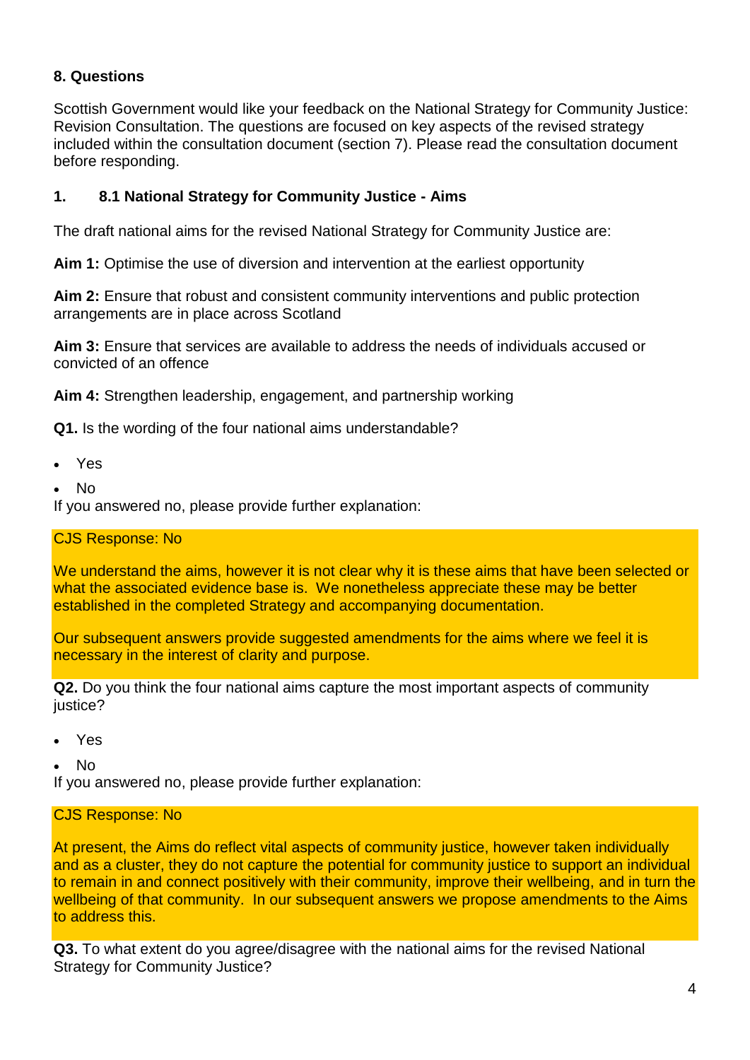## 8. Questions

Scottish Government would like your feedback on the National Strategy for Community Justice: Revision Consultation. The questions are focused on key aspects of the revised strategy included within the consultation document (section 7). Please read the consultation document before responding.

### 1. 8.1 National Strategy for Community Justice - Aims

The draft national aims for the revised National Strategy for Community Justice are:

**Aim 1:** Optimise the use of diversion and intervention at the earliest opportunity

**Aim 2:** Ensure that robust and consistent community interventions and public protection arrangements are in place across Scotland

**Aim 3:** Ensure that services are available to address the needs of individuals accused or convicted of an offence

**Aim 4:** Strengthen leadership, engagement, and partnership working

**Q1.** Is the wording of the four national aims understandable?

- Yes
- No

If you answered no, please provide further explanation:

CJS Response: No

We understand the aims, however it is not clear why it is these aims that have been selected or what the associated evidence base is. We nonetheless appreciate these may be better established in the completed Strategy and accompanying documentation.

Our subsequent answers provide suggested amendments for the aims where we feel it is necessary in the interest of clarity and purpose.

**Q2.** Do you think the four national aims capture the most important aspects of community justice?

- Yes
- No

If you answered no, please provide further explanation:

CJS Response: No

At present, the Aims do reflect vital aspects of community justice, however taken individually and as a cluster, they do not capture the potential for community justice to support an individual to remain in and connect positively with their community, improve their wellbeing, and in turn the wellbeing of that community. In our subsequent answers we propose amendments to the Aims to address this.

**Q3.** To what extent do you agree/disagree with the national aims for the revised National Strategy for Community Justice?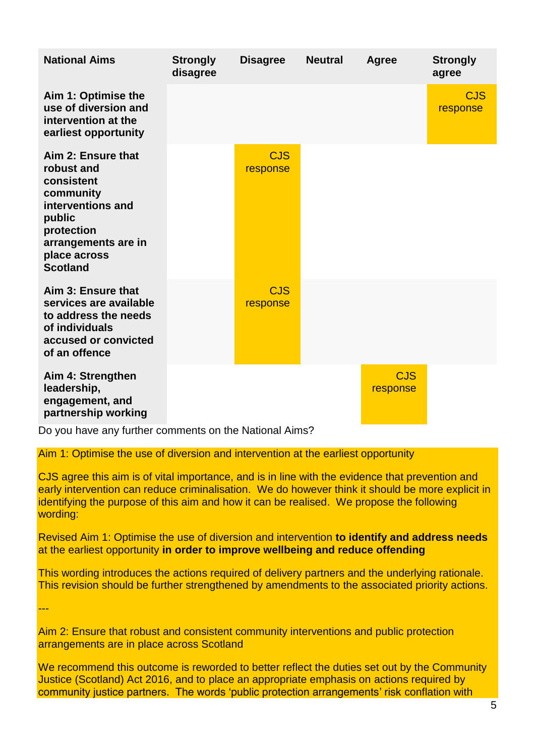| National Aims | Strongly disagree | Disagree | Neutral | Agree | Strongly agree |
|---|---|---|---|---|---|
| **Aim 1: Optimise the use of diversion and intervention at the earliest opportunity** | | | | | CJS response |
| **Aim 2: Ensure that robust and consistent community interventions and public protection arrangements are in place across Scotland** | | CJS response | | | |
| **Aim 3: Ensure that services are available to address the needs of individuals accused or convicted of an offence** | | CJS response | | | |
| **Aim 4: Strengthen leadership, engagement, and partnership working** | | | | CJS response | |

Do you have any further comments on the National Aims?

Aim 1: Optimise the use of diversion and intervention at the earliest opportunity

CJS agree this aim is of vital importance, and is in line with the evidence that prevention and early intervention can reduce criminalisation. We do however think it should be more explicit in identifying the purpose of this aim and how it can be realised. We propose the following wording:

Revised Aim 1: Optimise the use of diversion and intervention **to identify and address needs** at the earliest opportunity **in order to improve wellbeing and reduce offending**

This wording introduces the actions required of delivery partners and the underlying rationale. This revision should be further strengthened by amendments to the associated priority actions.

---

Aim 2: Ensure that robust and consistent community interventions and public protection arrangements are in place across Scotland

We recommend this outcome is reworded to better reflect the duties set out by the Community Justice (Scotland) Act 2016, and to place an appropriate emphasis on actions required by community justice partners. The words 'public protection arrangements' risk conflation with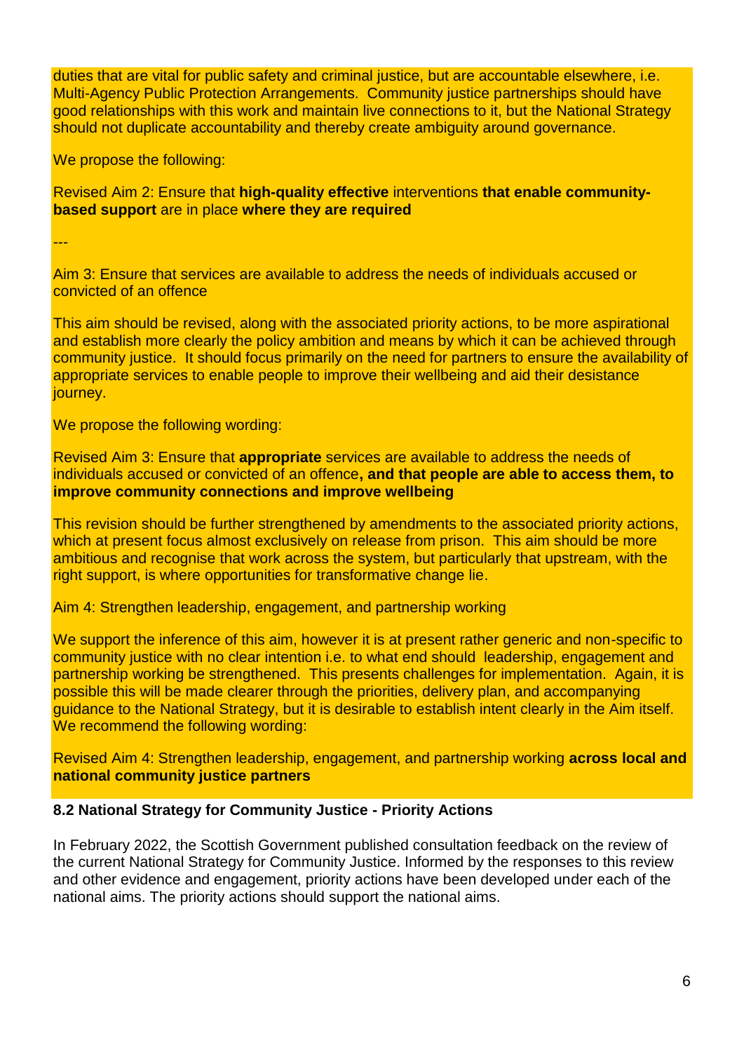duties that are vital for public safety and criminal justice, but are accountable elsewhere, i.e. Multi-Agency Public Protection Arrangements. Community justice partnerships should have good relationships with this work and maintain live connections to it, but the National Strategy should not duplicate accountability and thereby create ambiguity around governance.

We propose the following:

Revised Aim 2: Ensure that **high-quality effective** interventions **that enable community-based support** are in place **where they are required**

---

Aim 3: Ensure that services are available to address the needs of individuals accused or convicted of an offence

This aim should be revised, along with the associated priority actions, to be more aspirational and establish more clearly the policy ambition and means by which it can be achieved through community justice. It should focus primarily on the need for partners to ensure the availability of appropriate services to enable people to improve their wellbeing and aid their desistance journey.

We propose the following wording:

Revised Aim 3: Ensure that **appropriate** services are available to address the needs of individuals accused or convicted of an offence**, and that people are able to access them, to improve community connections and improve wellbeing**

This revision should be further strengthened by amendments to the associated priority actions, which at present focus almost exclusively on release from prison. This aim should be more ambitious and recognise that work across the system, but particularly that upstream, with the right support, is where opportunities for transformative change lie.

Aim 4: Strengthen leadership, engagement, and partnership working

We support the inference of this aim, however it is at present rather generic and non-specific to community justice with no clear intention i.e. to what end should leadership, engagement and partnership working be strengthened. This presents challenges for implementation. Again, it is possible this will be made clearer through the priorities, delivery plan, and accompanying guidance to the National Strategy, but it is desirable to establish intent clearly in the Aim itself. We recommend the following wording:

Revised Aim 4: Strengthen leadership, engagement, and partnership working **across local and national community justice partners**

**8.2 National Strategy for Community Justice - Priority Actions**

In February 2022, the Scottish Government published consultation feedback on the review of the current National Strategy for Community Justice. Informed by the responses to this review and other evidence and engagement, priority actions have been developed under each of the national aims. The priority actions should support the national aims.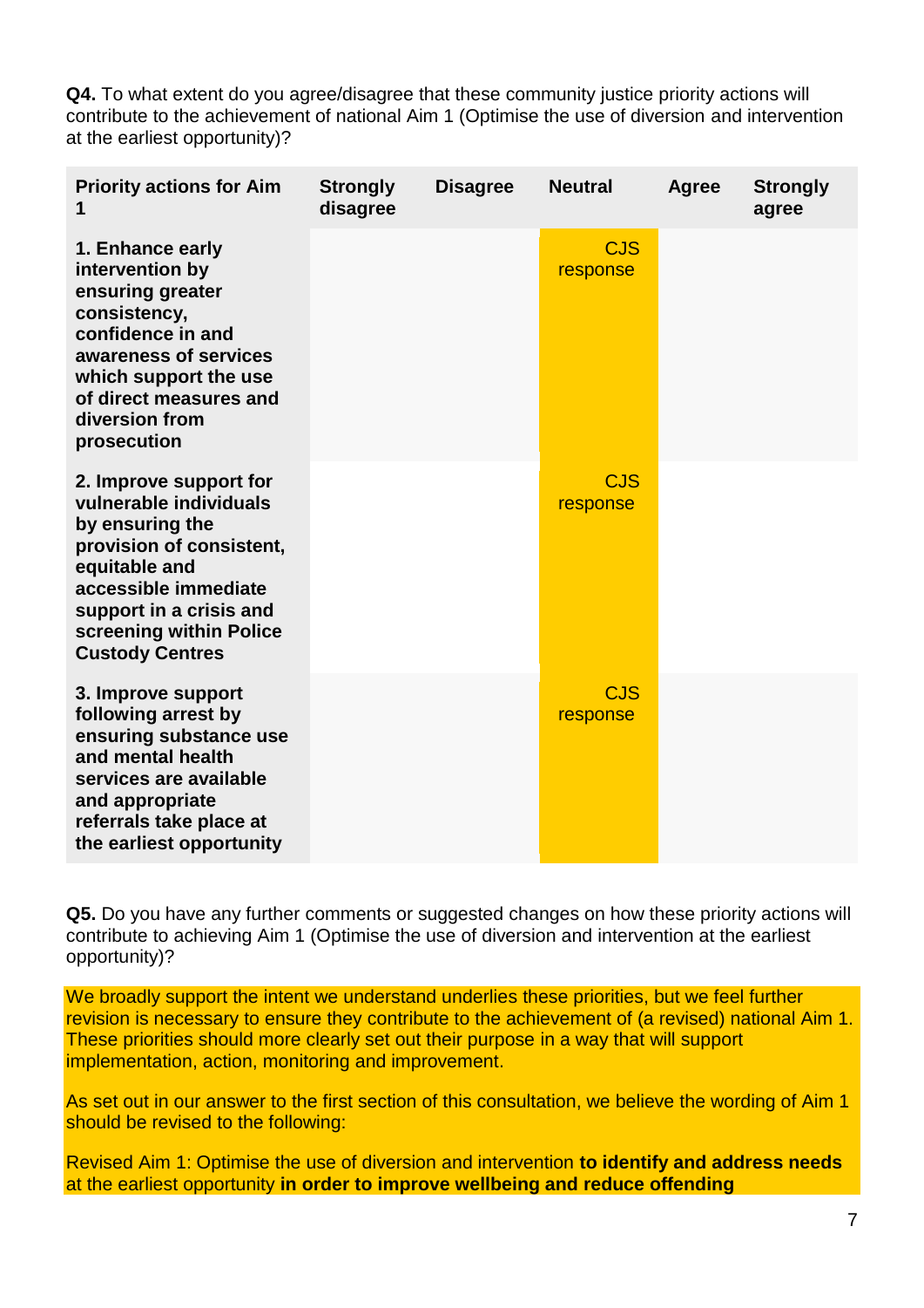**Q4.** To what extent do you agree/disagree that these community justice priority actions will contribute to the achievement of national Aim 1 (Optimise the use of diversion and intervention at the earliest opportunity)?

| Priority actions for Aim 1 | Strongly disagree | Disagree | Neutral | Agree | Strongly agree |
|---|---|---|---|---|---|
| **1. Enhance early intervention by ensuring greater consistency, confidence in and awareness of services which support the use of direct measures and diversion from prosecution** | | | CJS response | | |
| **2. Improve support for vulnerable individuals by ensuring the provision of consistent, equitable and accessible immediate support in a crisis and screening within Police Custody Centres** | | | CJS response | | |
| **3. Improve support following arrest by ensuring substance use and mental health services are available and appropriate referrals take place at the earliest opportunity** | | | CJS response | | |

**Q5.** Do you have any further comments or suggested changes on how these priority actions will contribute to achieving Aim 1 (Optimise the use of diversion and intervention at the earliest opportunity)?

We broadly support the intent we understand underlies these priorities, but we feel further revision is necessary to ensure they contribute to the achievement of (a revised) national Aim 1. These priorities should more clearly set out their purpose in a way that will support implementation, action, monitoring and improvement.

As set out in our answer to the first section of this consultation, we believe the wording of Aim 1 should be revised to the following:

Revised Aim 1: Optimise the use of diversion and intervention **to identify and address needs** at the earliest opportunity **in order to improve wellbeing and reduce offending**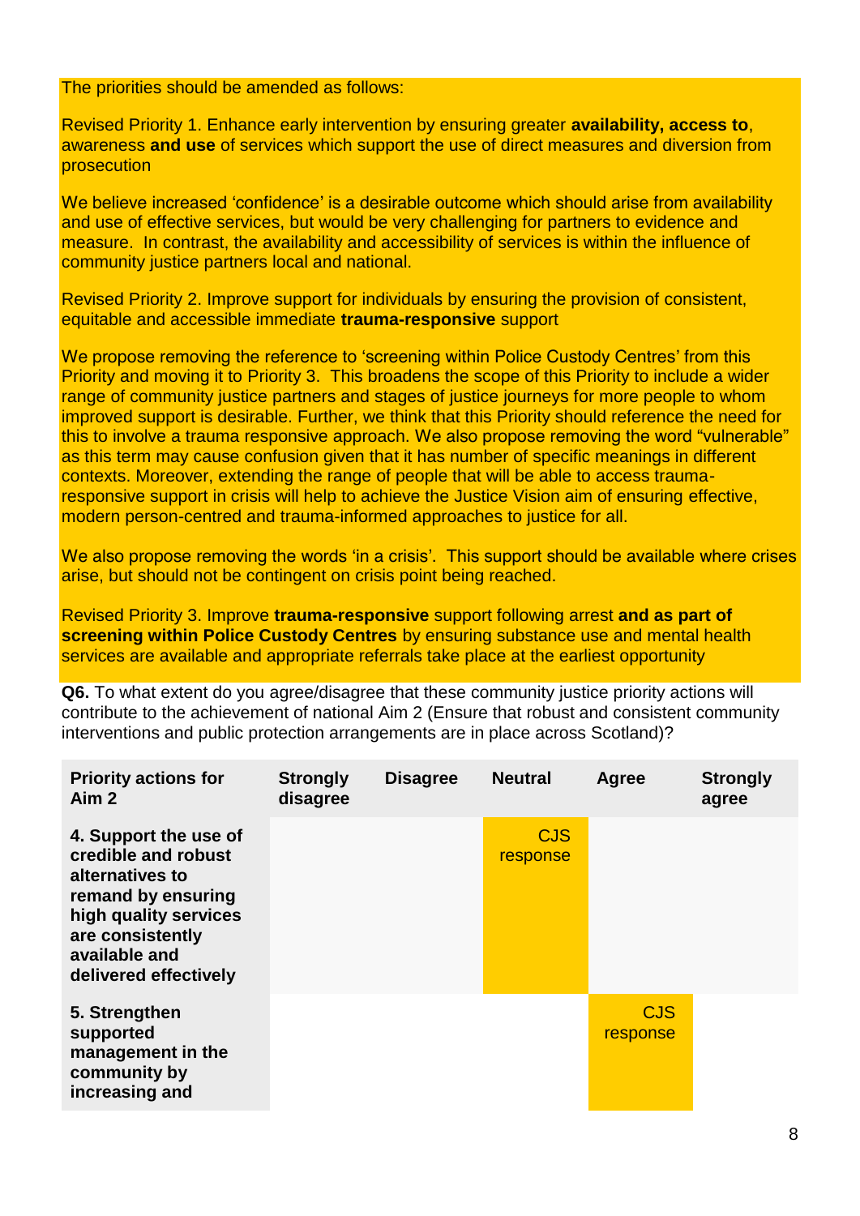The priorities should be amended as follows:

Revised Priority 1. Enhance early intervention by ensuring greater **availability, access to**, awareness **and use** of services which support the use of direct measures and diversion from prosecution

We believe increased 'confidence' is a desirable outcome which should arise from availability and use of effective services, but would be very challenging for partners to evidence and measure. In contrast, the availability and accessibility of services is within the influence of community justice partners local and national.

Revised Priority 2. Improve support for individuals by ensuring the provision of consistent, equitable and accessible immediate **trauma-responsive** support

We propose removing the reference to 'screening within Police Custody Centres' from this Priority and moving it to Priority 3. This broadens the scope of this Priority to include a wider range of community justice partners and stages of justice journeys for more people to whom improved support is desirable. Further, we think that this Priority should reference the need for this to involve a trauma responsive approach. We also propose removing the word "vulnerable" as this term may cause confusion given that it has number of specific meanings in different contexts. Moreover, extending the range of people that will be able to access trauma-responsive support in crisis will help to achieve the Justice Vision aim of ensuring effective, modern person-centred and trauma-informed approaches to justice for all.

We also propose removing the words 'in a crisis'. This support should be available where crises arise, but should not be contingent on crisis point being reached.

Revised Priority 3. Improve **trauma-responsive** support following arrest **and as part of screening within Police Custody Centres** by ensuring substance use and mental health services are available and appropriate referrals take place at the earliest opportunity

**Q6.** To what extent do you agree/disagree that these community justice priority actions will contribute to the achievement of national Aim 2 (Ensure that robust and consistent community interventions and public protection arrangements are in place across Scotland)?

| Priority actions for Aim 2 | Strongly disagree | Disagree | Neutral | Agree | Strongly agree |
|---|---|---|---|---|---|
| **4. Support the use of credible and robust alternatives to remand by ensuring high quality services are consistently available and delivered effectively** | | | CJS response | | |
| **5. Strengthen supported management in the community by increasing and** | | | | CJS response | |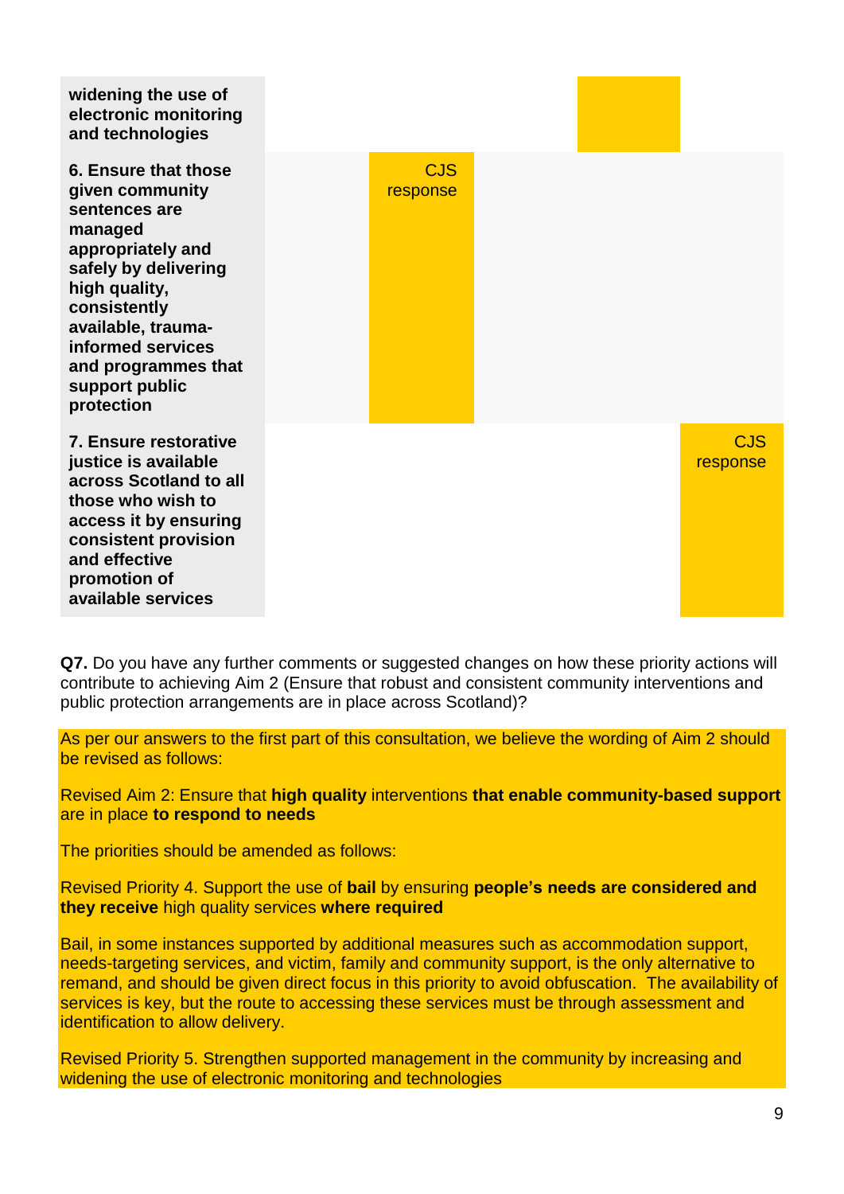| | | | | | |
|---|---|---|---|---|---|
| **widening the use of electronic monitoring and technologies** | | | | | |
| **6. Ensure that those given community sentences are managed appropriately and safely by delivering high quality, consistently available, trauma-informed services and programmes that support public protection** | | CJS response | | | |
| **7. Ensure restorative justice is available across Scotland to all those who wish to access it by ensuring consistent provision and effective promotion of available services** | | | | | CJS response |

**Q7.** Do you have any further comments or suggested changes on how these priority actions will contribute to achieving Aim 2 (Ensure that robust and consistent community interventions and public protection arrangements are in place across Scotland)?

As per our answers to the first part of this consultation, we believe the wording of Aim 2 should be revised as follows:

Revised Aim 2: Ensure that **high quality** interventions **that enable community-based support** are in place **to respond to needs**

The priorities should be amended as follows:

Revised Priority 4. Support the use of **bail** by ensuring **people's needs are considered and they receive** high quality services **where required**

Bail, in some instances supported by additional measures such as accommodation support, needs-targeting services, and victim, family and community support, is the only alternative to remand, and should be given direct focus in this priority to avoid obfuscation. The availability of services is key, but the route to accessing these services must be through assessment and identification to allow delivery.

Revised Priority 5. Strengthen supported management in the community by increasing and widening the use of electronic monitoring and technologies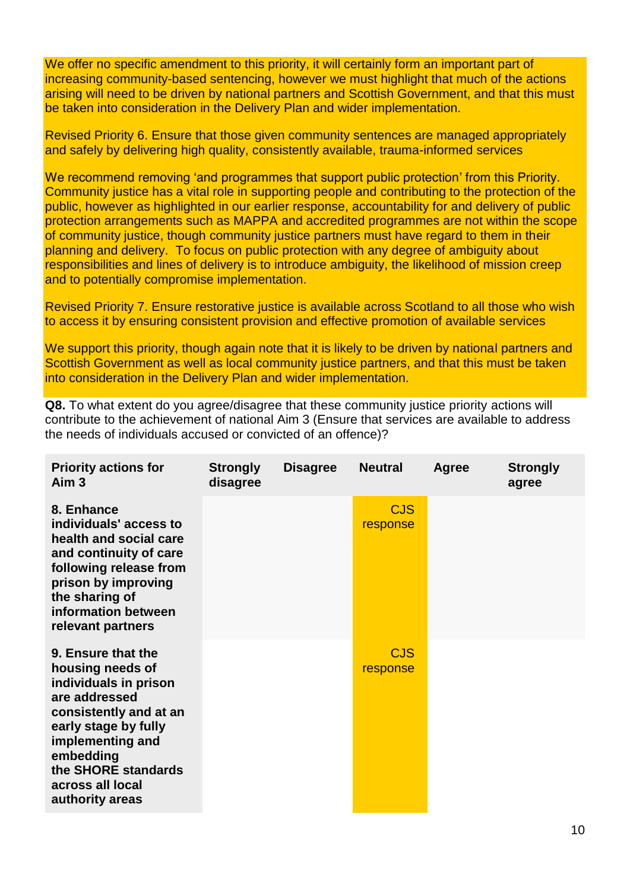We offer no specific amendment to this priority, it will certainly form an important part of increasing community-based sentencing, however we must highlight that much of the actions arising will need to be driven by national partners and Scottish Government, and that this must be taken into consideration in the Delivery Plan and wider implementation.

Revised Priority 6. Ensure that those given community sentences are managed appropriately and safely by delivering high quality, consistently available, trauma-informed services

We recommend removing 'and programmes that support public protection' from this Priority. Community justice has a vital role in supporting people and contributing to the protection of the public, however as highlighted in our earlier response, accountability for and delivery of public protection arrangements such as MAPPA and accredited programmes are not within the scope of community justice, though community justice partners must have regard to them in their planning and delivery. To focus on public protection with any degree of ambiguity about responsibilities and lines of delivery is to introduce ambiguity, the likelihood of mission creep and to potentially compromise implementation.

Revised Priority 7. Ensure restorative justice is available across Scotland to all those who wish to access it by ensuring consistent provision and effective promotion of available services

We support this priority, though again note that it is likely to be driven by national partners and Scottish Government as well as local community justice partners, and that this must be taken into consideration in the Delivery Plan and wider implementation.

**Q8.** To what extent do you agree/disagree that these community justice priority actions will contribute to the achievement of national Aim 3 (Ensure that services are available to address the needs of individuals accused or convicted of an offence)?

| Priority actions for Aim 3 | Strongly disagree | Disagree | Neutral | Agree | Strongly agree |
|---|---|---|---|---|---|
| **8. Enhance individuals' access to health and social care and continuity of care following release from prison by improving the sharing of information between relevant partners** | | | CJS response | | |
| **9. Ensure that the housing needs of individuals in prison are addressed consistently and at an early stage by fully implementing and embedding the SHORE standards across all local authority areas** | | | CJS response | | |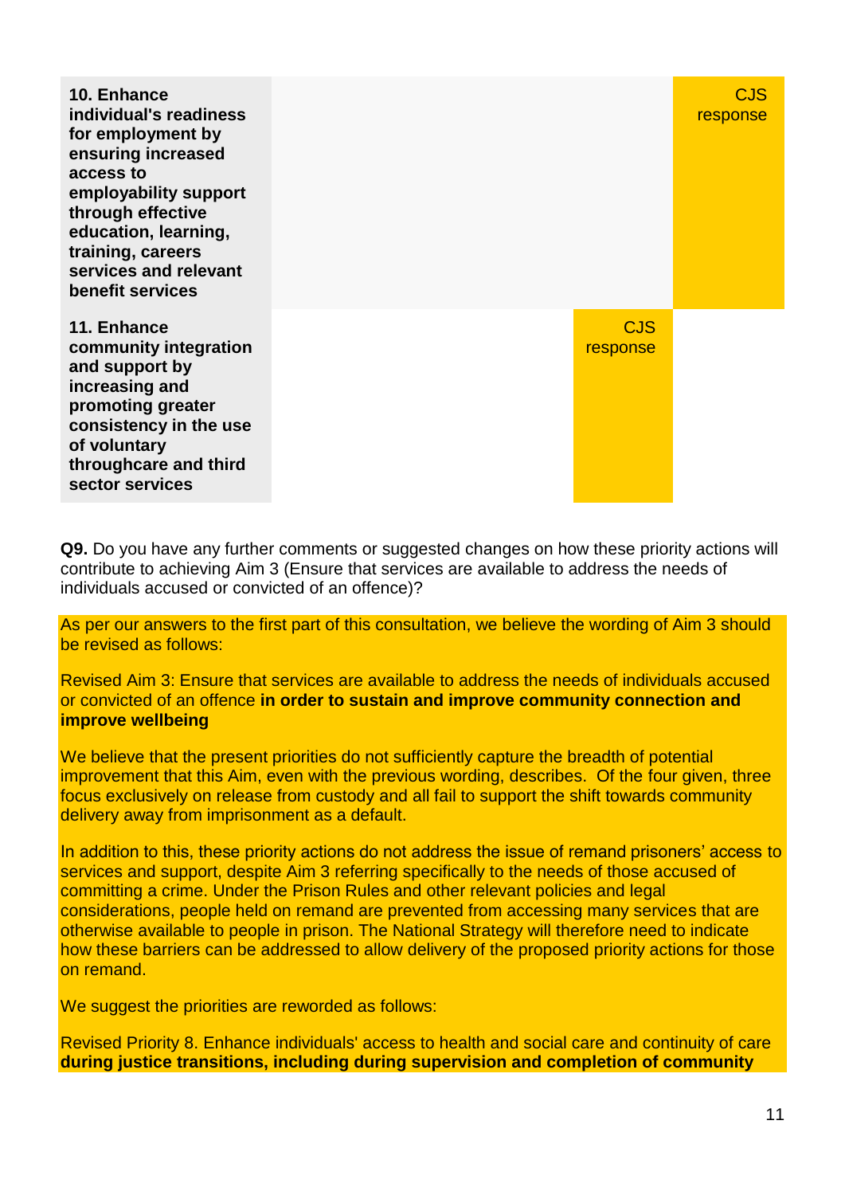| | | | | | |
|---|---|---|---|---|---|
| **10. Enhance individual's readiness for employment by ensuring increased access to employability support through effective education, learning, training, careers services and relevant benefit services** | | | | | CJS response |
| **11. Enhance community integration and support by increasing and promoting greater consistency in the use of voluntary throughcare and third sector services** | | | | CJS response | |

**Q9.** Do you have any further comments or suggested changes on how these priority actions will contribute to achieving Aim 3 (Ensure that services are available to address the needs of individuals accused or convicted of an offence)?

As per our answers to the first part of this consultation, we believe the wording of Aim 3 should be revised as follows:

Revised Aim 3: Ensure that services are available to address the needs of individuals accused or convicted of an offence **in order to sustain and improve community connection and improve wellbeing**

We believe that the present priorities do not sufficiently capture the breadth of potential improvement that this Aim, even with the previous wording, describes. Of the four given, three focus exclusively on release from custody and all fail to support the shift towards community delivery away from imprisonment as a default.

In addition to this, these priority actions do not address the issue of remand prisoners' access to services and support, despite Aim 3 referring specifically to the needs of those accused of committing a crime. Under the Prison Rules and other relevant policies and legal considerations, people held on remand are prevented from accessing many services that are otherwise available to people in prison. The National Strategy will therefore need to indicate how these barriers can be addressed to allow delivery of the proposed priority actions for those on remand.

We suggest the priorities are reworded as follows:

Revised Priority 8. Enhance individuals' access to health and social care and continuity of care **during justice transitions, including during supervision and completion of community**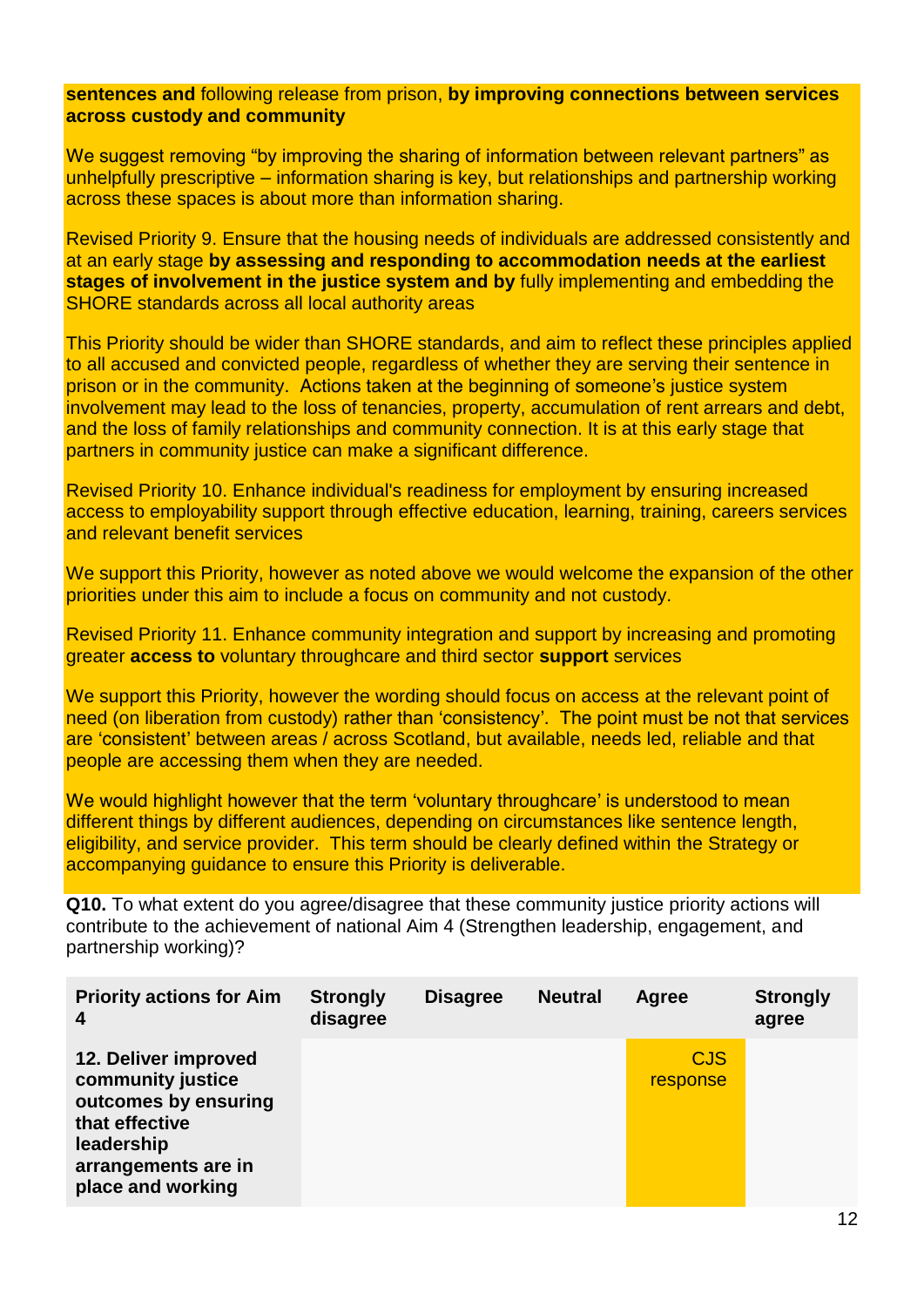**sentences and** following release from prison, **by improving connections between services across custody and community**

We suggest removing "by improving the sharing of information between relevant partners" as unhelpfully prescriptive – information sharing is key, but relationships and partnership working across these spaces is about more than information sharing.

Revised Priority 9. Ensure that the housing needs of individuals are addressed consistently and at an early stage **by assessing and responding to accommodation needs at the earliest stages of involvement in the justice system and by** fully implementing and embedding the SHORE standards across all local authority areas

This Priority should be wider than SHORE standards, and aim to reflect these principles applied to all accused and convicted people, regardless of whether they are serving their sentence in prison or in the community. Actions taken at the beginning of someone's justice system involvement may lead to the loss of tenancies, property, accumulation of rent arrears and debt, and the loss of family relationships and community connection. It is at this early stage that partners in community justice can make a significant difference.

Revised Priority 10. Enhance individual's readiness for employment by ensuring increased access to employability support through effective education, learning, training, careers services and relevant benefit services

We support this Priority, however as noted above we would welcome the expansion of the other priorities under this aim to include a focus on community and not custody.

Revised Priority 11. Enhance community integration and support by increasing and promoting greater **access to** voluntary throughcare and third sector **support** services

We support this Priority, however the wording should focus on access at the relevant point of need (on liberation from custody) rather than 'consistency'. The point must be not that services are 'consistent' between areas / across Scotland, but available, needs led, reliable and that people are accessing them when they are needed.

We would highlight however that the term 'voluntary throughcare' is understood to mean different things by different audiences, depending on circumstances like sentence length, eligibility, and service provider. This term should be clearly defined within the Strategy or accompanying guidance to ensure this Priority is deliverable.

**Q10.** To what extent do you agree/disagree that these community justice priority actions will contribute to the achievement of national Aim 4 (Strengthen leadership, engagement, and partnership working)?

| Priority actions for Aim 4 | Strongly disagree | Disagree | Neutral | Agree | Strongly agree |
|---|---|---|---|---|---|
| **12. Deliver improved community justice outcomes by ensuring that effective leadership arrangements are in place and working** | | | | CJS response | |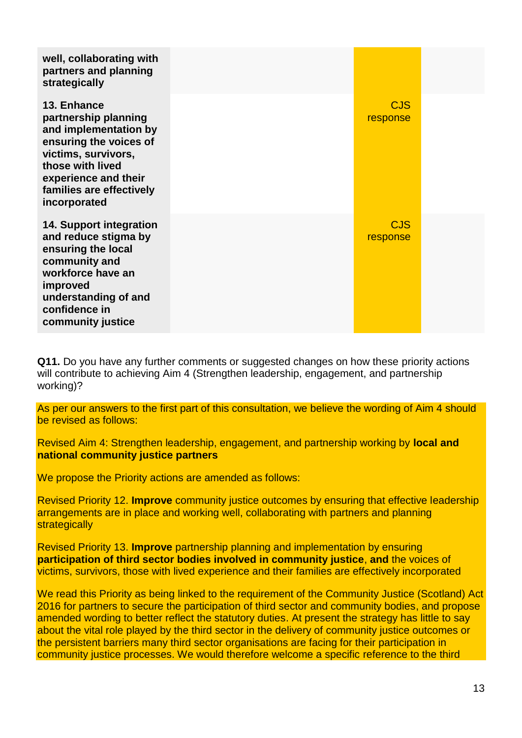| | | | |
|---|---|---|---|
| **well, collaborating with partners and planning strategically** | | | |
| **13. Enhance partnership planning and implementation by ensuring the voices of victims, survivors, those with lived experience and their families are effectively incorporated** | | CJS response | |
| **14. Support integration and reduce stigma by ensuring the local community and workforce have an improved understanding of and confidence in community justice** | | CJS response | |

**Q11.** Do you have any further comments or suggested changes on how these priority actions will contribute to achieving Aim 4 (Strengthen leadership, engagement, and partnership working)?

As per our answers to the first part of this consultation, we believe the wording of Aim 4 should be revised as follows:

Revised Aim 4: Strengthen leadership, engagement, and partnership working by **local and national community justice partners**

We propose the Priority actions are amended as follows:

Revised Priority 12. **Improve** community justice outcomes by ensuring that effective leadership arrangements are in place and working well, collaborating with partners and planning strategically

Revised Priority 13. **Improve** partnership planning and implementation by ensuring **participation of third sector bodies involved in community justice**, **and** the voices of victims, survivors, those with lived experience and their families are effectively incorporated

We read this Priority as being linked to the requirement of the Community Justice (Scotland) Act 2016 for partners to secure the participation of third sector and community bodies, and propose amended wording to better reflect the statutory duties. At present the strategy has little to say about the vital role played by the third sector in the delivery of community justice outcomes or the persistent barriers many third sector organisations are facing for their participation in community justice processes. We would therefore welcome a specific reference to the third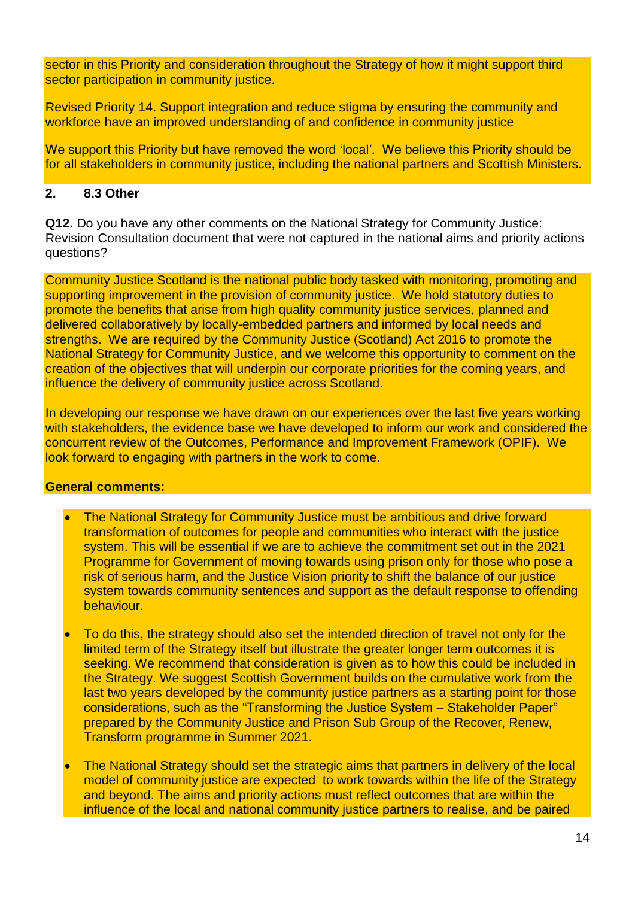sector in this Priority and consideration throughout the Strategy of how it might support third sector participation in community justice.

Revised Priority 14. Support integration and reduce stigma by ensuring the community and workforce have an improved understanding of and confidence in community justice

We support this Priority but have removed the word 'local'. We believe this Priority should be for all stakeholders in community justice, including the national partners and Scottish Ministers.

## 2. 8.3 Other

**Q12.** Do you have any other comments on the National Strategy for Community Justice: Revision Consultation document that were not captured in the national aims and priority actions questions?

Community Justice Scotland is the national public body tasked with monitoring, promoting and supporting improvement in the provision of community justice. We hold statutory duties to promote the benefits that arise from high quality community justice services, planned and delivered collaboratively by locally-embedded partners and informed by local needs and strengths. We are required by the Community Justice (Scotland) Act 2016 to promote the National Strategy for Community Justice, and we welcome this opportunity to comment on the creation of the objectives that will underpin our corporate priorities for the coming years, and influence the delivery of community justice across Scotland.

In developing our response we have drawn on our experiences over the last five years working with stakeholders, the evidence base we have developed to inform our work and considered the concurrent review of the Outcomes, Performance and Improvement Framework (OPIF). We look forward to engaging with partners in the work to come.

**General comments:**

- The National Strategy for Community Justice must be ambitious and drive forward transformation of outcomes for people and communities who interact with the justice system. This will be essential if we are to achieve the commitment set out in the 2021 Programme for Government of moving towards using prison only for those who pose a risk of serious harm, and the Justice Vision priority to shift the balance of our justice system towards community sentences and support as the default response to offending behaviour.

- To do this, the strategy should also set the intended direction of travel not only for the limited term of the Strategy itself but illustrate the greater longer term outcomes it is seeking. We recommend that consideration is given as to how this could be included in the Strategy. We suggest Scottish Government builds on the cumulative work from the last two years developed by the community justice partners as a starting point for those considerations, such as the "Transforming the Justice System – Stakeholder Paper" prepared by the Community Justice and Prison Sub Group of the Recover, Renew, Transform programme in Summer 2021.

- The National Strategy should set the strategic aims that partners in delivery of the local model of community justice are expected to work towards within the life of the Strategy and beyond. The aims and priority actions must reflect outcomes that are within the influence of the local and national community justice partners to realise, and be paired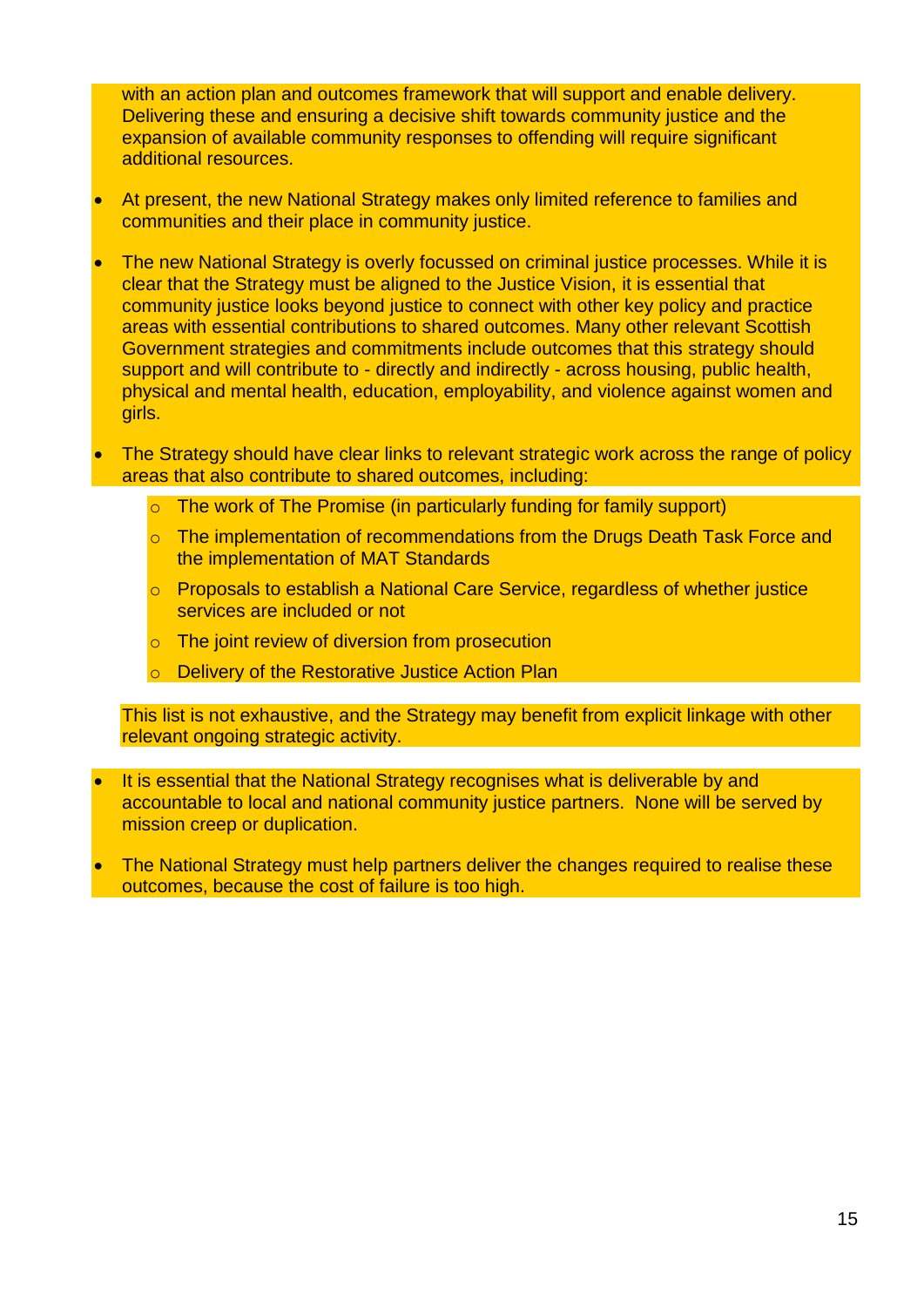with an action plan and outcomes framework that will support and enable delivery. Delivering these and ensuring a decisive shift towards community justice and the expansion of available community responses to offending will require significant additional resources.

- At present, the new National Strategy makes only limited reference to families and communities and their place in community justice.
- The new National Strategy is overly focussed on criminal justice processes. While it is clear that the Strategy must be aligned to the Justice Vision, it is essential that community justice looks beyond justice to connect with other key policy and practice areas with essential contributions to shared outcomes. Many other relevant Scottish Government strategies and commitments include outcomes that this strategy should support and will contribute to - directly and indirectly - across housing, public health, physical and mental health, education, employability, and violence against women and girls.
- The Strategy should have clear links to relevant strategic work across the range of policy areas that also contribute to shared outcomes, including:
    - The work of The Promise (in particularly funding for family support)
    - The implementation of recommendations from the Drugs Death Task Force and the implementation of MAT Standards
    - Proposals to establish a National Care Service, regardless of whether justice services are included or not
    - The joint review of diversion from prosecution
    - Delivery of the Restorative Justice Action Plan

  This list is not exhaustive, and the Strategy may benefit from explicit linkage with other relevant ongoing strategic activity.

- It is essential that the National Strategy recognises what is deliverable by and accountable to local and national community justice partners. None will be served by mission creep or duplication.
- The National Strategy must help partners deliver the changes required to realise these outcomes, because the cost of failure is too high.